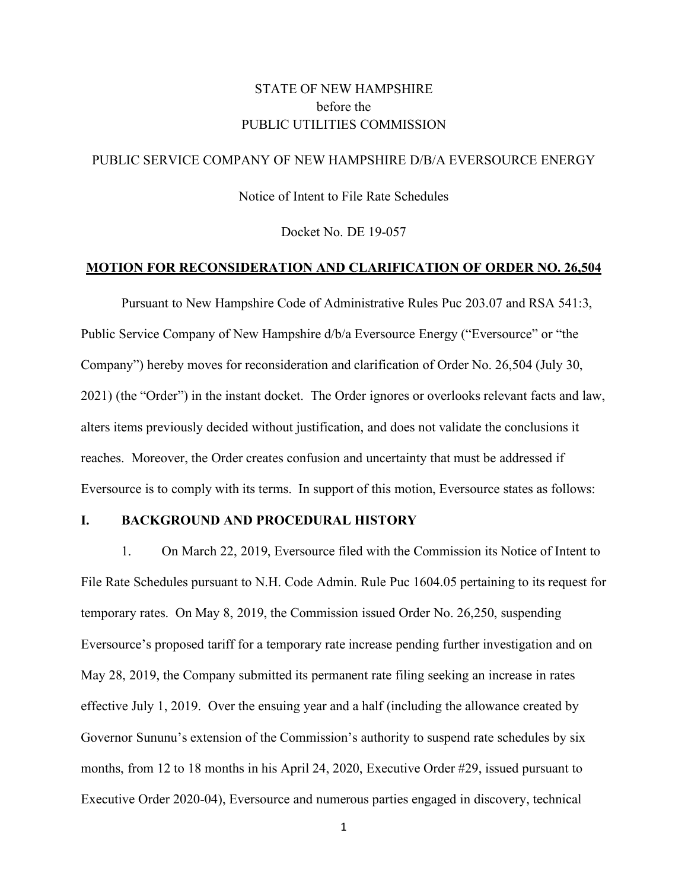STATE OF NEW HAMPSHIRE
before the
PUBLIC UTILITIES COMMISSION

PUBLIC SERVICE COMPANY OF NEW HAMPSHIRE D/B/A EVERSOURCE ENERGY

Notice of Intent to File Rate Schedules

Docket No. DE 19-057

**MOTION FOR RECONSIDERATION AND CLARIFICATION OF ORDER NO. 26,504**

Pursuant to New Hampshire Code of Administrative Rules Puc 203.07 and RSA 541:3, Public Service Company of New Hampshire d/b/a Eversource Energy ("Eversource" or "the Company") hereby moves for reconsideration and clarification of Order No. 26,504 (July 30, 2021) (the "Order") in the instant docket. The Order ignores or overlooks relevant facts and law, alters items previously decided without justification, and does not validate the conclusions it reaches. Moreover, the Order creates confusion and uncertainty that must be addressed if Eversource is to comply with its terms. In support of this motion, Eversource states as follows:

## I. BACKGROUND AND PROCEDURAL HISTORY

1. On March 22, 2019, Eversource filed with the Commission its Notice of Intent to File Rate Schedules pursuant to N.H. Code Admin. Rule Puc 1604.05 pertaining to its request for temporary rates. On May 8, 2019, the Commission issued Order No. 26,250, suspending Eversource's proposed tariff for a temporary rate increase pending further investigation and on May 28, 2019, the Company submitted its permanent rate filing seeking an increase in rates effective July 1, 2019. Over the ensuing year and a half (including the allowance created by Governor Sununu's extension of the Commission's authority to suspend rate schedules by six months, from 12 to 18 months in his April 24, 2020, Executive Order #29, issued pursuant to Executive Order 2020-04), Eversource and numerous parties engaged in discovery, technical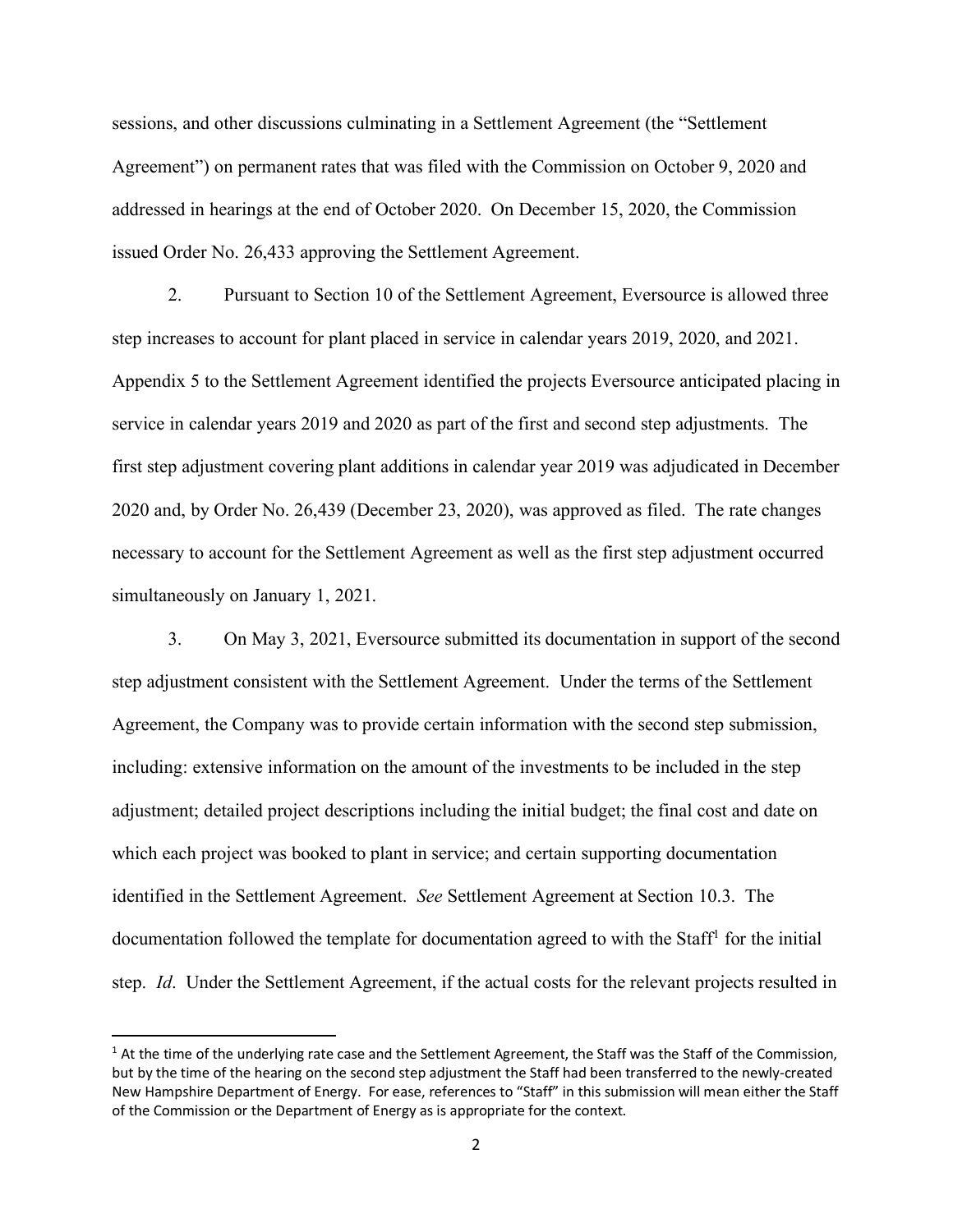sessions, and other discussions culminating in a Settlement Agreement (the "Settlement Agreement") on permanent rates that was filed with the Commission on October 9, 2020 and addressed in hearings at the end of October 2020. On December 15, 2020, the Commission issued Order No. 26,433 approving the Settlement Agreement.

2. Pursuant to Section 10 of the Settlement Agreement, Eversource is allowed three step increases to account for plant placed in service in calendar years 2019, 2020, and 2021. Appendix 5 to the Settlement Agreement identified the projects Eversource anticipated placing in service in calendar years 2019 and 2020 as part of the first and second step adjustments. The first step adjustment covering plant additions in calendar year 2019 was adjudicated in December 2020 and, by Order No. 26,439 (December 23, 2020), was approved as filed. The rate changes necessary to account for the Settlement Agreement as well as the first step adjustment occurred simultaneously on January 1, 2021.

3. On May 3, 2021, Eversource submitted its documentation in support of the second step adjustment consistent with the Settlement Agreement. Under the terms of the Settlement Agreement, the Company was to provide certain information with the second step submission, including: extensive information on the amount of the investments to be included in the step adjustment; detailed project descriptions including the initial budget; the final cost and date on which each project was booked to plant in service; and certain supporting documentation identified in the Settlement Agreement. *See* Settlement Agreement at Section 10.3. The documentation followed the template for documentation agreed to with the Staff[1] for the initial step. *Id*. Under the Settlement Agreement, if the actual costs for the relevant projects resulted in

[1] At the time of the underlying rate case and the Settlement Agreement, the Staff was the Staff of the Commission, but by the time of the hearing on the second step adjustment the Staff had been transferred to the newly-created New Hampshire Department of Energy. For ease, references to "Staff" in this submission will mean either the Staff of the Commission or the Department of Energy as is appropriate for the context.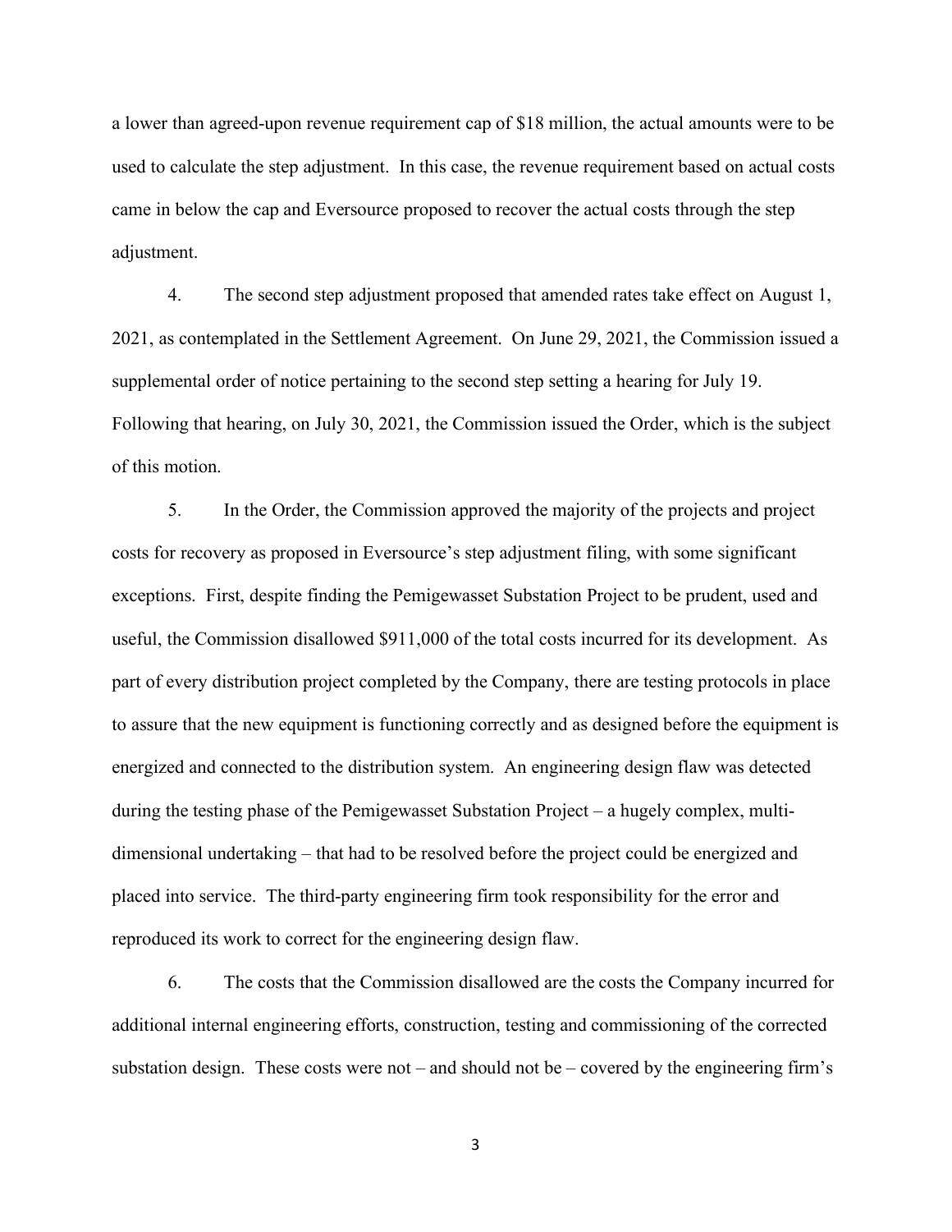a lower than agreed-upon revenue requirement cap of $18 million, the actual amounts were to be used to calculate the step adjustment. In this case, the revenue requirement based on actual costs came in below the cap and Eversource proposed to recover the actual costs through the step adjustment.

4. The second step adjustment proposed that amended rates take effect on August 1, 2021, as contemplated in the Settlement Agreement. On June 29, 2021, the Commission issued a supplemental order of notice pertaining to the second step setting a hearing for July 19. Following that hearing, on July 30, 2021, the Commission issued the Order, which is the subject of this motion.

5. In the Order, the Commission approved the majority of the projects and project costs for recovery as proposed in Eversource's step adjustment filing, with some significant exceptions. First, despite finding the Pemigewasset Substation Project to be prudent, used and useful, the Commission disallowed $911,000 of the total costs incurred for its development. As part of every distribution project completed by the Company, there are testing protocols in place to assure that the new equipment is functioning correctly and as designed before the equipment is energized and connected to the distribution system. An engineering design flaw was detected during the testing phase of the Pemigewasset Substation Project – a hugely complex, multi-dimensional undertaking – that had to be resolved before the project could be energized and placed into service. The third-party engineering firm took responsibility for the error and reproduced its work to correct for the engineering design flaw.

6. The costs that the Commission disallowed are the costs the Company incurred for additional internal engineering efforts, construction, testing and commissioning of the corrected substation design. These costs were not – and should not be – covered by the engineering firm's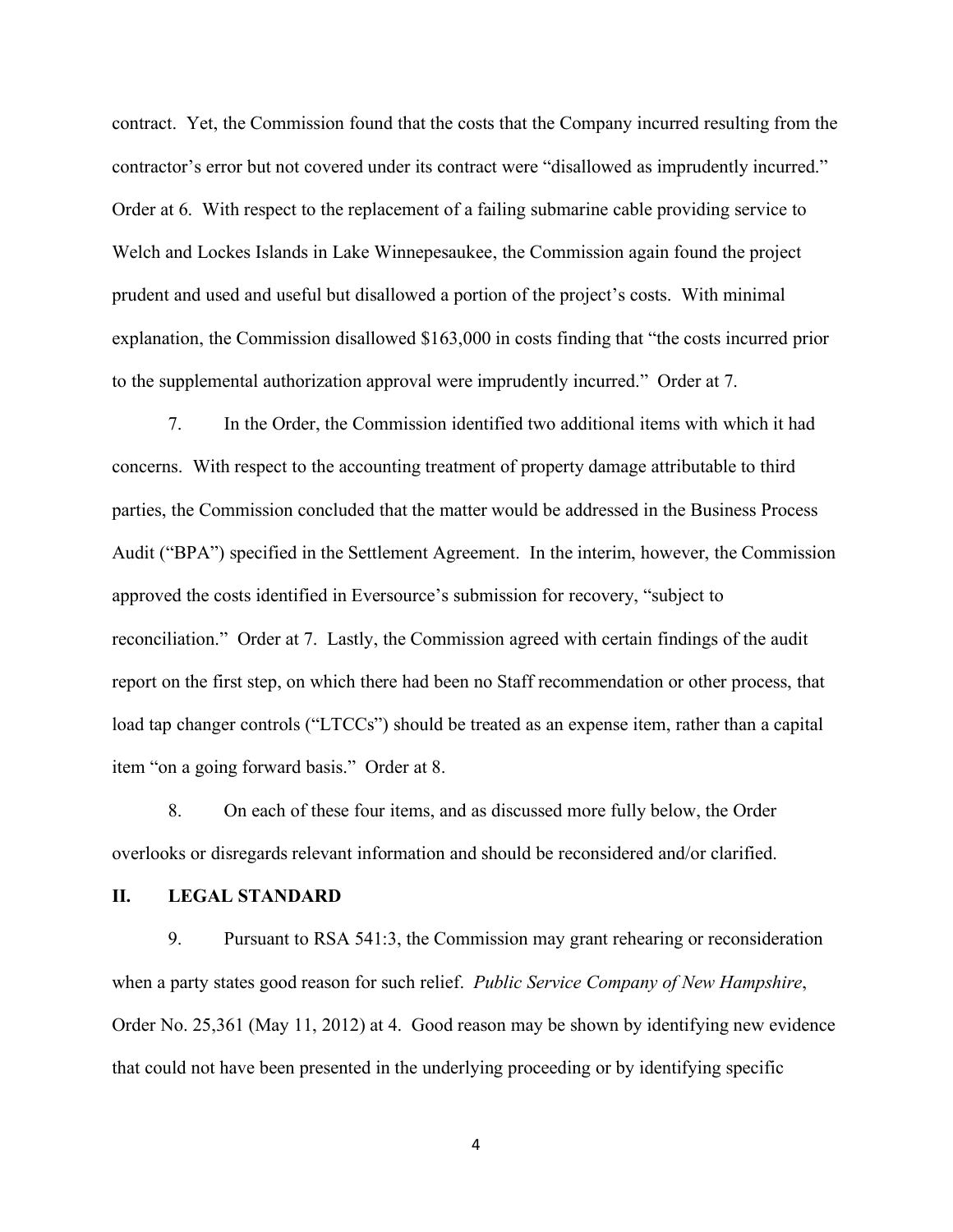contract. Yet, the Commission found that the costs that the Company incurred resulting from the contractor's error but not covered under its contract were "disallowed as imprudently incurred." Order at 6. With respect to the replacement of a failing submarine cable providing service to Welch and Lockes Islands in Lake Winnepesaukee, the Commission again found the project prudent and used and useful but disallowed a portion of the project's costs. With minimal explanation, the Commission disallowed $163,000 in costs finding that "the costs incurred prior to the supplemental authorization approval were imprudently incurred." Order at 7.

7. In the Order, the Commission identified two additional items with which it had concerns. With respect to the accounting treatment of property damage attributable to third parties, the Commission concluded that the matter would be addressed in the Business Process Audit ("BPA") specified in the Settlement Agreement. In the interim, however, the Commission approved the costs identified in Eversource's submission for recovery, "subject to reconciliation." Order at 7. Lastly, the Commission agreed with certain findings of the audit report on the first step, on which there had been no Staff recommendation or other process, that load tap changer controls ("LTCCs") should be treated as an expense item, rather than a capital item "on a going forward basis." Order at 8.

8. On each of these four items, and as discussed more fully below, the Order overlooks or disregards relevant information and should be reconsidered and/or clarified.

## II. LEGAL STANDARD

9. Pursuant to RSA 541:3, the Commission may grant rehearing or reconsideration when a party states good reason for such relief. *Public Service Company of New Hampshire*, Order No. 25,361 (May 11, 2012) at 4. Good reason may be shown by identifying new evidence that could not have been presented in the underlying proceeding or by identifying specific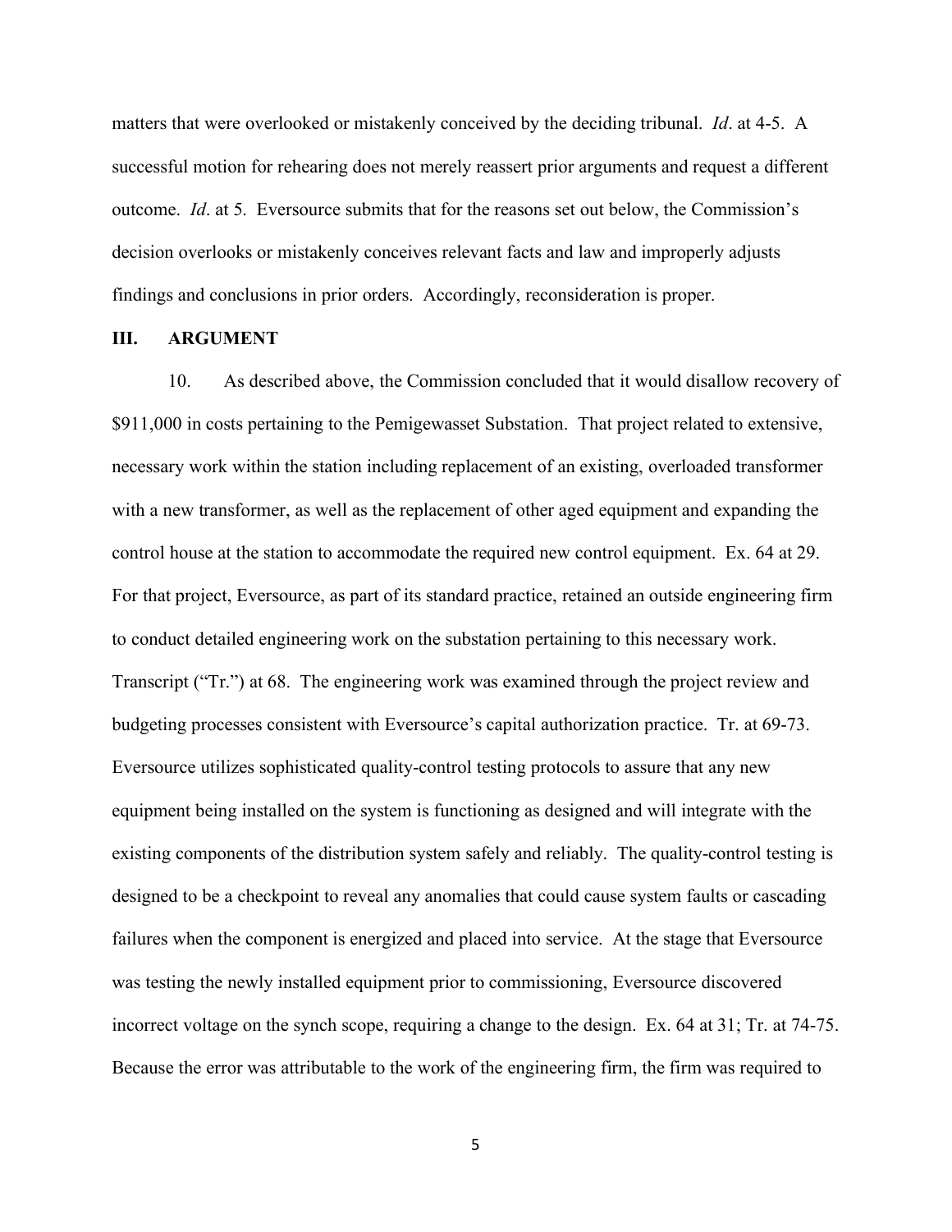matters that were overlooked or mistakenly conceived by the deciding tribunal. *Id*. at 4-5. A successful motion for rehearing does not merely reassert prior arguments and request a different outcome. *Id*. at 5. Eversource submits that for the reasons set out below, the Commission's decision overlooks or mistakenly conceives relevant facts and law and improperly adjusts findings and conclusions in prior orders. Accordingly, reconsideration is proper.

## III. ARGUMENT

10. As described above, the Commission concluded that it would disallow recovery of $911,000 in costs pertaining to the Pemigewasset Substation. That project related to extensive, necessary work within the station including replacement of an existing, overloaded transformer with a new transformer, as well as the replacement of other aged equipment and expanding the control house at the station to accommodate the required new control equipment. Ex. 64 at 29. For that project, Eversource, as part of its standard practice, retained an outside engineering firm to conduct detailed engineering work on the substation pertaining to this necessary work. Transcript ("Tr.") at 68. The engineering work was examined through the project review and budgeting processes consistent with Eversource's capital authorization practice. Tr. at 69-73. Eversource utilizes sophisticated quality-control testing protocols to assure that any new equipment being installed on the system is functioning as designed and will integrate with the existing components of the distribution system safely and reliably. The quality-control testing is designed to be a checkpoint to reveal any anomalies that could cause system faults or cascading failures when the component is energized and placed into service. At the stage that Eversource was testing the newly installed equipment prior to commissioning, Eversource discovered incorrect voltage on the synch scope, requiring a change to the design. Ex. 64 at 31; Tr. at 74-75. Because the error was attributable to the work of the engineering firm, the firm was required to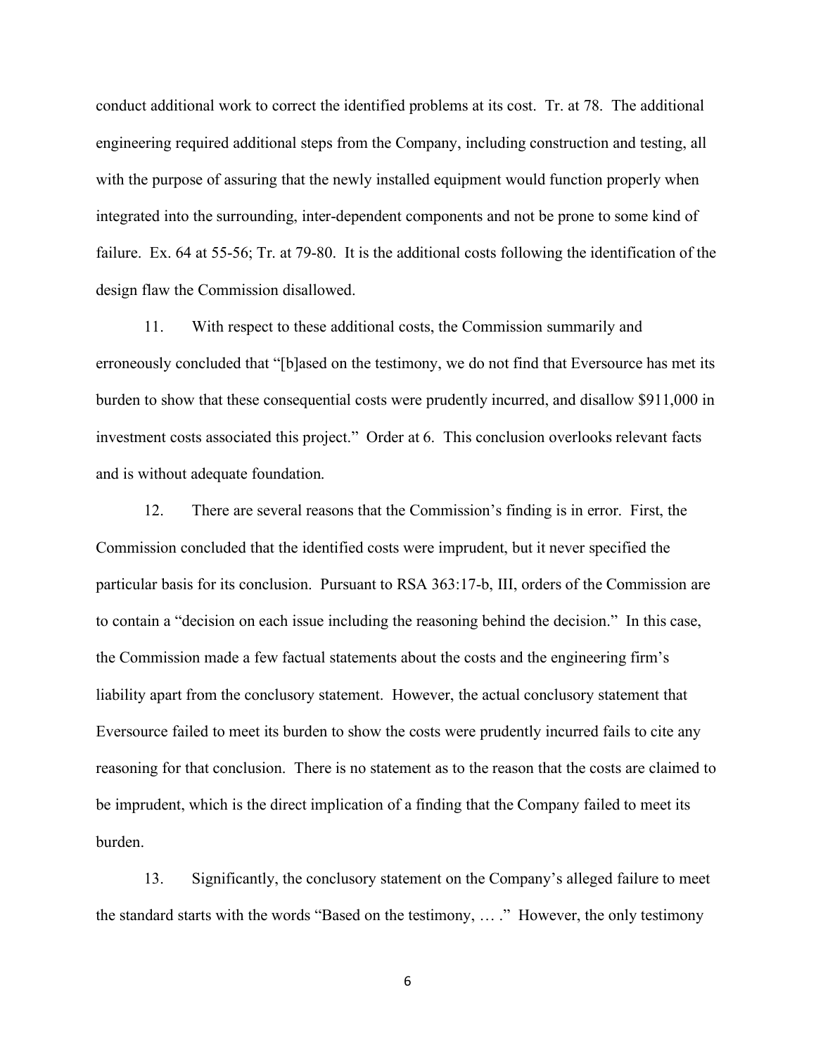conduct additional work to correct the identified problems at its cost. Tr. at 78. The additional engineering required additional steps from the Company, including construction and testing, all with the purpose of assuring that the newly installed equipment would function properly when integrated into the surrounding, inter-dependent components and not be prone to some kind of failure. Ex. 64 at 55-56; Tr. at 79-80. It is the additional costs following the identification of the design flaw the Commission disallowed.

11. With respect to these additional costs, the Commission summarily and erroneously concluded that "[b]ased on the testimony, we do not find that Eversource has met its burden to show that these consequential costs were prudently incurred, and disallow $911,000 in investment costs associated this project." Order at 6. This conclusion overlooks relevant facts and is without adequate foundation.

12. There are several reasons that the Commission's finding is in error. First, the Commission concluded that the identified costs were imprudent, but it never specified the particular basis for its conclusion. Pursuant to RSA 363:17-b, III, orders of the Commission are to contain a "decision on each issue including the reasoning behind the decision." In this case, the Commission made a few factual statements about the costs and the engineering firm's liability apart from the conclusory statement. However, the actual conclusory statement that Eversource failed to meet its burden to show the costs were prudently incurred fails to cite any reasoning for that conclusion. There is no statement as to the reason that the costs are claimed to be imprudent, which is the direct implication of a finding that the Company failed to meet its burden.

13. Significantly, the conclusory statement on the Company's alleged failure to meet the standard starts with the words "Based on the testimony, … ." However, the only testimony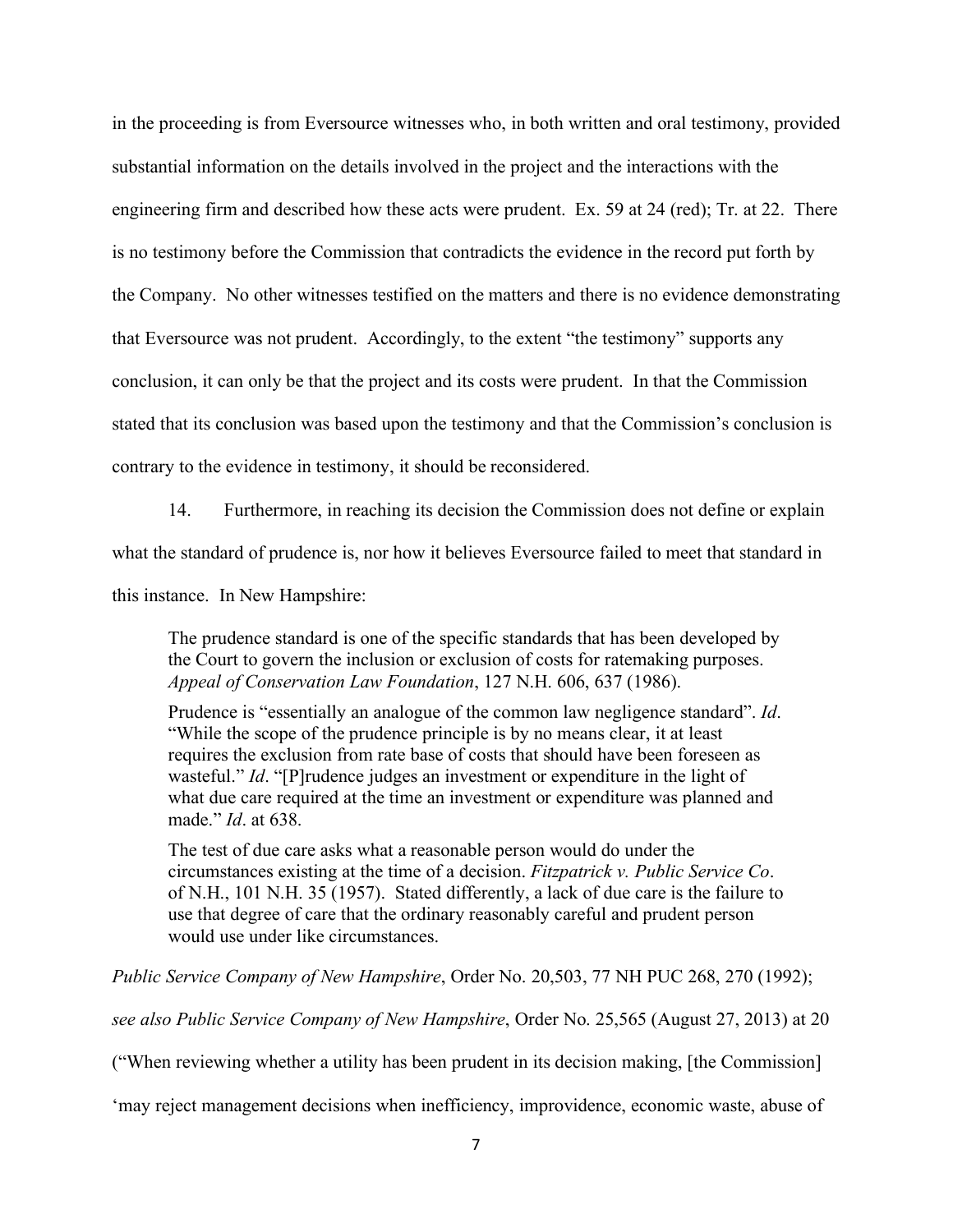in the proceeding is from Eversource witnesses who, in both written and oral testimony, provided substantial information on the details involved in the project and the interactions with the engineering firm and described how these acts were prudent. Ex. 59 at 24 (red); Tr. at 22. There is no testimony before the Commission that contradicts the evidence in the record put forth by the Company. No other witnesses testified on the matters and there is no evidence demonstrating that Eversource was not prudent. Accordingly, to the extent "the testimony" supports any conclusion, it can only be that the project and its costs were prudent. In that the Commission stated that its conclusion was based upon the testimony and that the Commission's conclusion is contrary to the evidence in testimony, it should be reconsidered.

14. Furthermore, in reaching its decision the Commission does not define or explain what the standard of prudence is, nor how it believes Eversource failed to meet that standard in this instance. In New Hampshire:

> The prudence standard is one of the specific standards that has been developed by the Court to govern the inclusion or exclusion of costs for ratemaking purposes. *Appeal of Conservation Law Foundation*, 127 N.H. 606, 637 (1986).
>
> Prudence is "essentially an analogue of the common law negligence standard". *Id*. "While the scope of the prudence principle is by no means clear, it at least requires the exclusion from rate base of costs that should have been foreseen as wasteful." *Id*. "[P]rudence judges an investment or expenditure in the light of what due care required at the time an investment or expenditure was planned and made." *Id*. at 638.
>
> The test of due care asks what a reasonable person would do under the circumstances existing at the time of a decision. *Fitzpatrick v. Public Service Co. of N.H.*, 101 N.H. 35 (1957). Stated differently, a lack of due care is the failure to use that degree of care that the ordinary reasonably careful and prudent person would use under like circumstances.

*Public Service Company of New Hampshire*, Order No. 20,503, 77 NH PUC 268, 270 (1992); *see also Public Service Company of New Hampshire*, Order No. 25,565 (August 27, 2013) at 20 ("When reviewing whether a utility has been prudent in its decision making, [the Commission] 'may reject management decisions when inefficiency, improvidence, economic waste, abuse of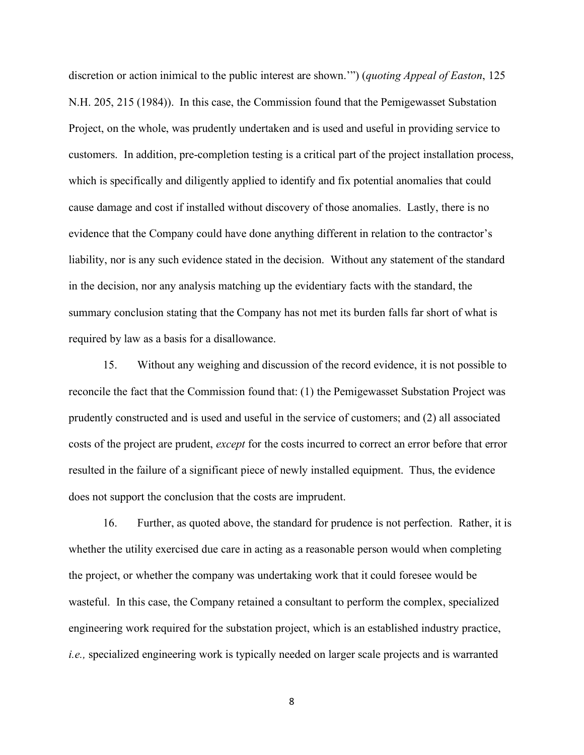discretion or action inimical to the public interest are shown.'") (*quoting Appeal of Easton*, 125 N.H. 205, 215 (1984)). In this case, the Commission found that the Pemigewasset Substation Project, on the whole, was prudently undertaken and is used and useful in providing service to customers. In addition, pre-completion testing is a critical part of the project installation process, which is specifically and diligently applied to identify and fix potential anomalies that could cause damage and cost if installed without discovery of those anomalies. Lastly, there is no evidence that the Company could have done anything different in relation to the contractor's liability, nor is any such evidence stated in the decision. Without any statement of the standard in the decision, nor any analysis matching up the evidentiary facts with the standard, the summary conclusion stating that the Company has not met its burden falls far short of what is required by law as a basis for a disallowance.

15. Without any weighing and discussion of the record evidence, it is not possible to reconcile the fact that the Commission found that: (1) the Pemigewasset Substation Project was prudently constructed and is used and useful in the service of customers; and (2) all associated costs of the project are prudent, *except* for the costs incurred to correct an error before that error resulted in the failure of a significant piece of newly installed equipment. Thus, the evidence does not support the conclusion that the costs are imprudent.

16. Further, as quoted above, the standard for prudence is not perfection. Rather, it is whether the utility exercised due care in acting as a reasonable person would when completing the project, or whether the company was undertaking work that it could foresee would be wasteful. In this case, the Company retained a consultant to perform the complex, specialized engineering work required for the substation project, which is an established industry practice, *i.e.,* specialized engineering work is typically needed on larger scale projects and is warranted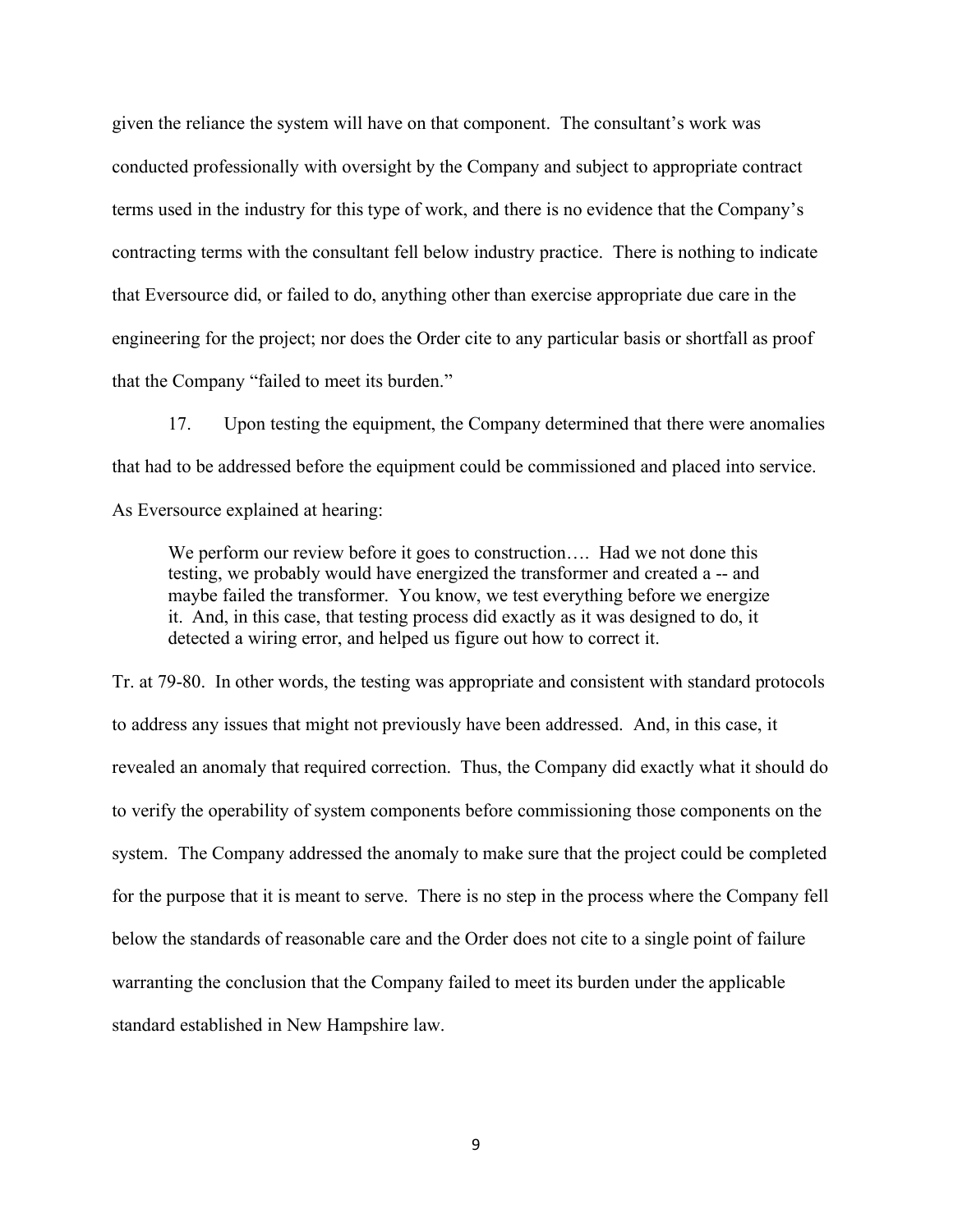given the reliance the system will have on that component. The consultant's work was conducted professionally with oversight by the Company and subject to appropriate contract terms used in the industry for this type of work, and there is no evidence that the Company's contracting terms with the consultant fell below industry practice. There is nothing to indicate that Eversource did, or failed to do, anything other than exercise appropriate due care in the engineering for the project; nor does the Order cite to any particular basis or shortfall as proof that the Company "failed to meet its burden."

17. Upon testing the equipment, the Company determined that there were anomalies that had to be addressed before the equipment could be commissioned and placed into service. As Eversource explained at hearing:

> We perform our review before it goes to construction…. Had we not done this testing, we probably would have energized the transformer and created a -- and maybe failed the transformer. You know, we test everything before we energize it. And, in this case, that testing process did exactly as it was designed to do, it detected a wiring error, and helped us figure out how to correct it.

Tr. at 79-80. In other words, the testing was appropriate and consistent with standard protocols to address any issues that might not previously have been addressed. And, in this case, it revealed an anomaly that required correction. Thus, the Company did exactly what it should do to verify the operability of system components before commissioning those components on the system. The Company addressed the anomaly to make sure that the project could be completed for the purpose that it is meant to serve. There is no step in the process where the Company fell below the standards of reasonable care and the Order does not cite to a single point of failure warranting the conclusion that the Company failed to meet its burden under the applicable standard established in New Hampshire law.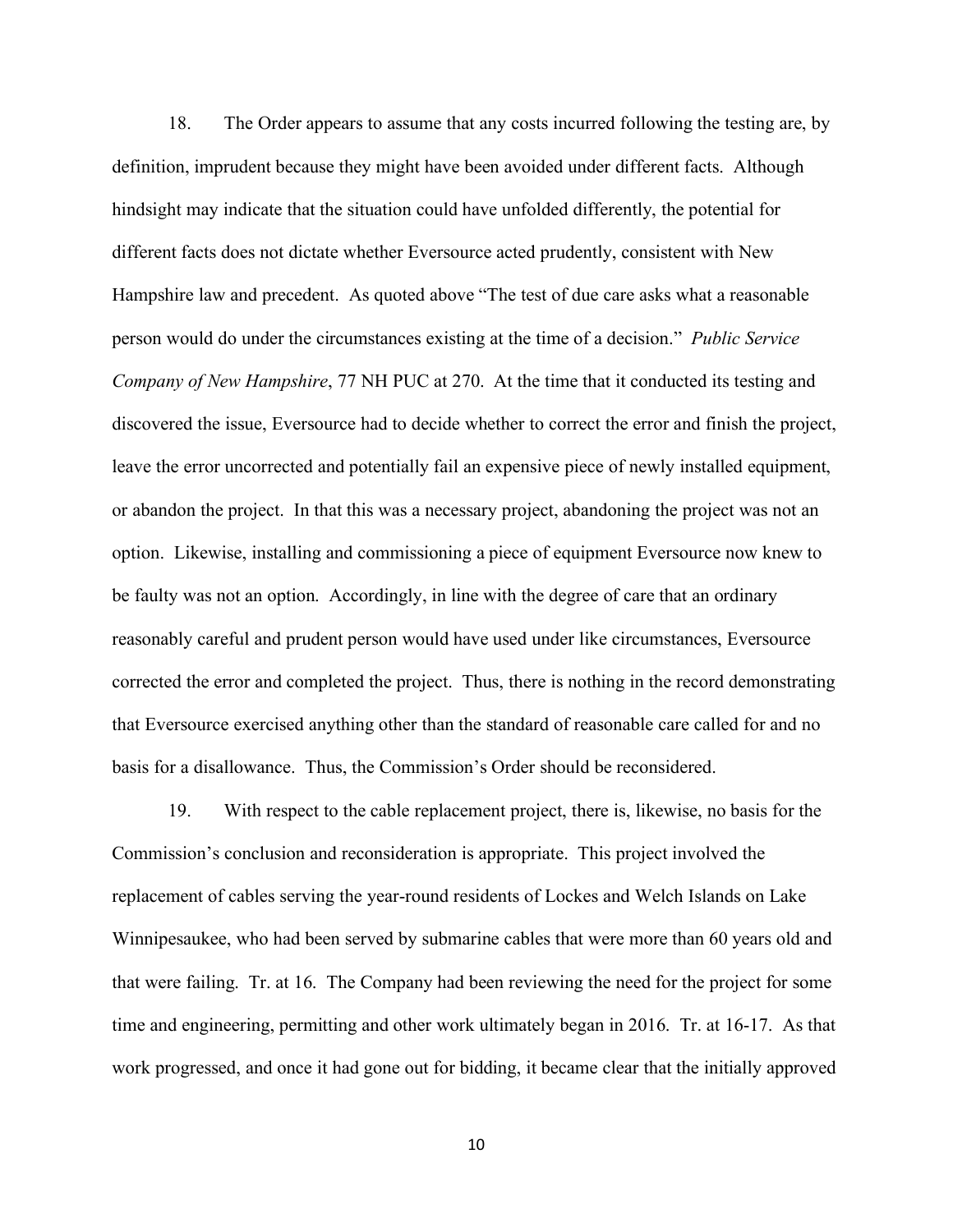18. The Order appears to assume that any costs incurred following the testing are, by definition, imprudent because they might have been avoided under different facts. Although hindsight may indicate that the situation could have unfolded differently, the potential for different facts does not dictate whether Eversource acted prudently, consistent with New Hampshire law and precedent. As quoted above "The test of due care asks what a reasonable person would do under the circumstances existing at the time of a decision." *Public Service Company of New Hampshire*, 77 NH PUC at 270. At the time that it conducted its testing and discovered the issue, Eversource had to decide whether to correct the error and finish the project, leave the error uncorrected and potentially fail an expensive piece of newly installed equipment, or abandon the project. In that this was a necessary project, abandoning the project was not an option. Likewise, installing and commissioning a piece of equipment Eversource now knew to be faulty was not an option. Accordingly, in line with the degree of care that an ordinary reasonably careful and prudent person would have used under like circumstances, Eversource corrected the error and completed the project. Thus, there is nothing in the record demonstrating that Eversource exercised anything other than the standard of reasonable care called for and no basis for a disallowance. Thus, the Commission's Order should be reconsidered.

19. With respect to the cable replacement project, there is, likewise, no basis for the Commission's conclusion and reconsideration is appropriate. This project involved the replacement of cables serving the year-round residents of Lockes and Welch Islands on Lake Winnipesaukee, who had been served by submarine cables that were more than 60 years old and that were failing. Tr. at 16. The Company had been reviewing the need for the project for some time and engineering, permitting and other work ultimately began in 2016. Tr. at 16-17. As that work progressed, and once it had gone out for bidding, it became clear that the initially approved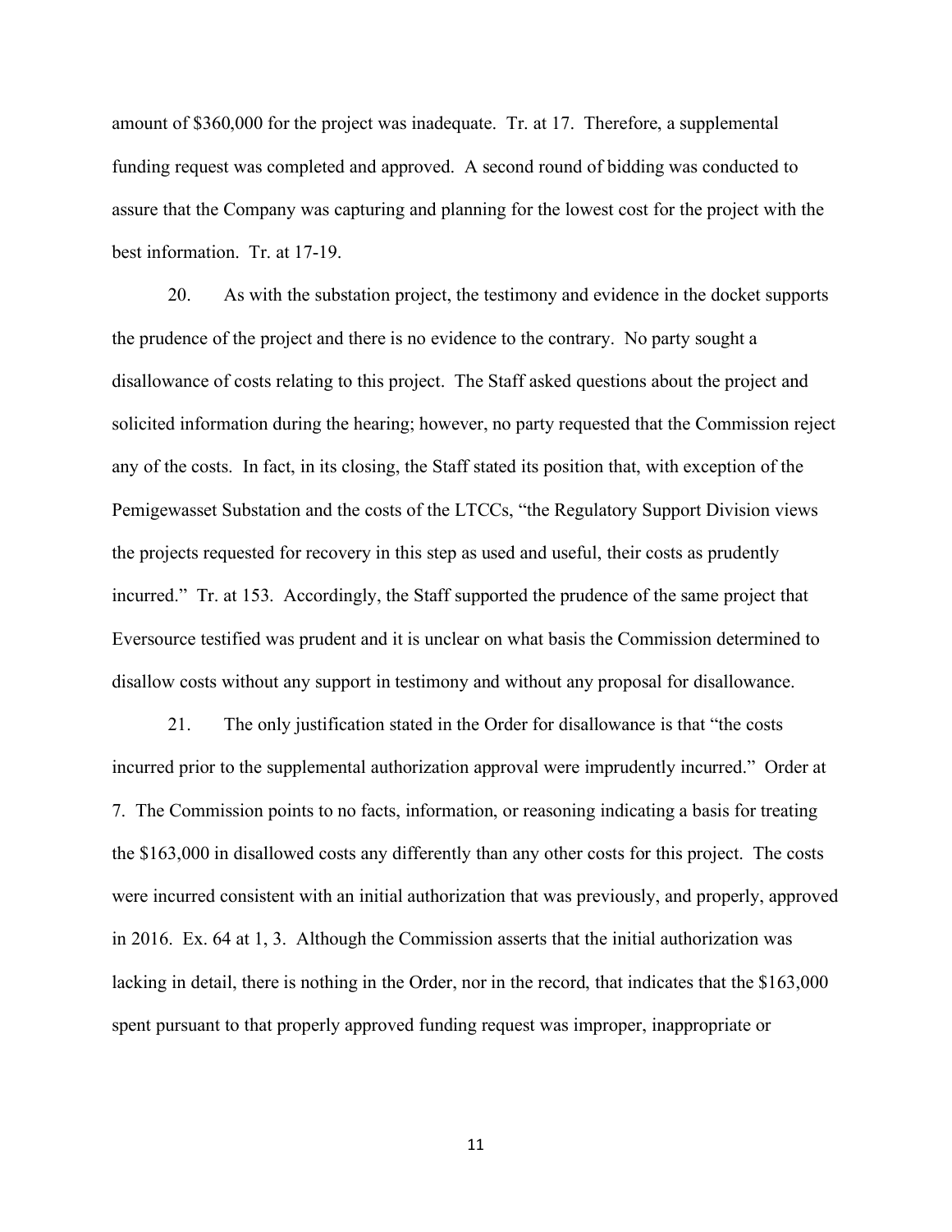amount of $360,000 for the project was inadequate. Tr. at 17. Therefore, a supplemental funding request was completed and approved. A second round of bidding was conducted to assure that the Company was capturing and planning for the lowest cost for the project with the best information. Tr. at 17-19.

20. As with the substation project, the testimony and evidence in the docket supports the prudence of the project and there is no evidence to the contrary. No party sought a disallowance of costs relating to this project. The Staff asked questions about the project and solicited information during the hearing; however, no party requested that the Commission reject any of the costs. In fact, in its closing, the Staff stated its position that, with exception of the Pemigewasset Substation and the costs of the LTCCs, "the Regulatory Support Division views the projects requested for recovery in this step as used and useful, their costs as prudently incurred." Tr. at 153. Accordingly, the Staff supported the prudence of the same project that Eversource testified was prudent and it is unclear on what basis the Commission determined to disallow costs without any support in testimony and without any proposal for disallowance.

21. The only justification stated in the Order for disallowance is that "the costs incurred prior to the supplemental authorization approval were imprudently incurred." Order at 7. The Commission points to no facts, information, or reasoning indicating a basis for treating the $163,000 in disallowed costs any differently than any other costs for this project. The costs were incurred consistent with an initial authorization that was previously, and properly, approved in 2016. Ex. 64 at 1, 3. Although the Commission asserts that the initial authorization was lacking in detail, there is nothing in the Order, nor in the record, that indicates that the $163,000 spent pursuant to that properly approved funding request was improper, inappropriate or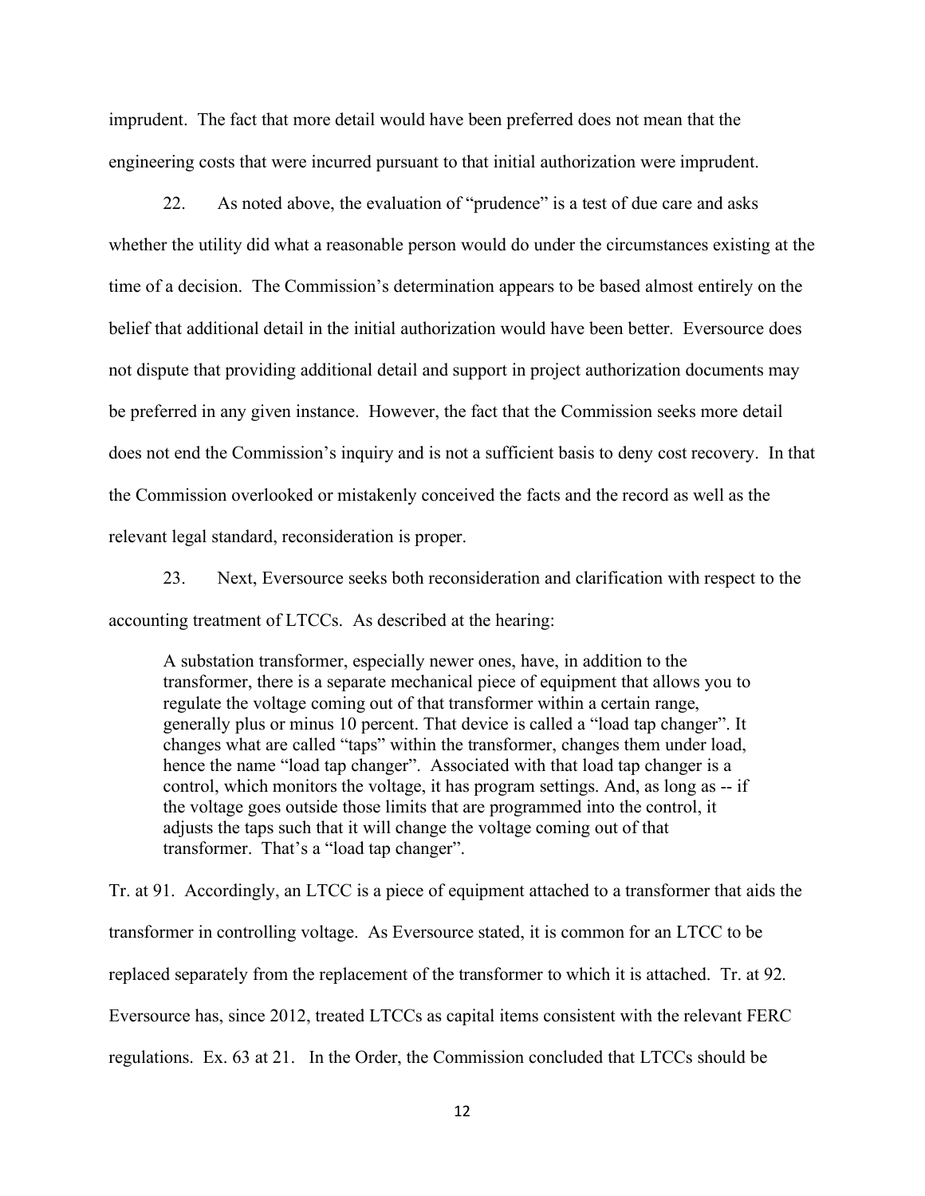imprudent. The fact that more detail would have been preferred does not mean that the engineering costs that were incurred pursuant to that initial authorization were imprudent.

22. As noted above, the evaluation of "prudence" is a test of due care and asks whether the utility did what a reasonable person would do under the circumstances existing at the time of a decision. The Commission's determination appears to be based almost entirely on the belief that additional detail in the initial authorization would have been better. Eversource does not dispute that providing additional detail and support in project authorization documents may be preferred in any given instance. However, the fact that the Commission seeks more detail does not end the Commission's inquiry and is not a sufficient basis to deny cost recovery. In that the Commission overlooked or mistakenly conceived the facts and the record as well as the relevant legal standard, reconsideration is proper.

23. Next, Eversource seeks both reconsideration and clarification with respect to the accounting treatment of LTCCs. As described at the hearing:

> A substation transformer, especially newer ones, have, in addition to the transformer, there is a separate mechanical piece of equipment that allows you to regulate the voltage coming out of that transformer within a certain range, generally plus or minus 10 percent. That device is called a "load tap changer". It changes what are called "taps" within the transformer, changes them under load, hence the name "load tap changer". Associated with that load tap changer is a control, which monitors the voltage, it has program settings. And, as long as -- if the voltage goes outside those limits that are programmed into the control, it adjusts the taps such that it will change the voltage coming out of that transformer. That's a "load tap changer".

Tr. at 91. Accordingly, an LTCC is a piece of equipment attached to a transformer that aids the transformer in controlling voltage. As Eversource stated, it is common for an LTCC to be replaced separately from the replacement of the transformer to which it is attached. Tr. at 92. Eversource has, since 2012, treated LTCCs as capital items consistent with the relevant FERC regulations. Ex. 63 at 21. In the Order, the Commission concluded that LTCCs should be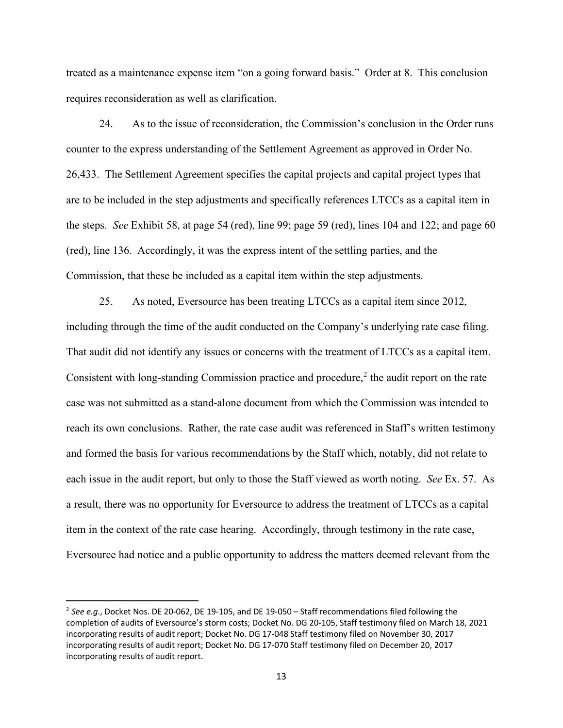treated as a maintenance expense item "on a going forward basis." Order at 8. This conclusion requires reconsideration as well as clarification.

24. As to the issue of reconsideration, the Commission's conclusion in the Order runs counter to the express understanding of the Settlement Agreement as approved in Order No. 26,433. The Settlement Agreement specifies the capital projects and capital project types that are to be included in the step adjustments and specifically references LTCCs as a capital item in the steps. *See* Exhibit 58, at page 54 (red), line 99; page 59 (red), lines 104 and 122; and page 60 (red), line 136. Accordingly, it was the express intent of the settling parties, and the Commission, that these be included as a capital item within the step adjustments.

25. As noted, Eversource has been treating LTCCs as a capital item since 2012, including through the time of the audit conducted on the Company's underlying rate case filing. That audit did not identify any issues or concerns with the treatment of LTCCs as a capital item. Consistent with long-standing Commission practice and procedure,[2] the audit report on the rate case was not submitted as a stand-alone document from which the Commission was intended to reach its own conclusions. Rather, the rate case audit was referenced in Staff's written testimony and formed the basis for various recommendations by the Staff which, notably, did not relate to each issue in the audit report, but only to those the Staff viewed as worth noting. *See* Ex. 57. As a result, there was no opportunity for Eversource to address the treatment of LTCCs as a capital item in the context of the rate case hearing. Accordingly, through testimony in the rate case, Eversource had notice and a public opportunity to address the matters deemed relevant from the

[2] *See e.g.*, Docket Nos. DE 20-062, DE 19-105, and DE 19-050 – Staff recommendations filed following the completion of audits of Eversource's storm costs; Docket No. DG 20-105, Staff testimony filed on March 18, 2021 incorporating results of audit report; Docket No. DG 17-048 Staff testimony filed on November 30, 2017 incorporating results of audit report; Docket No. DG 17-070 Staff testimony filed on December 20, 2017 incorporating results of audit report.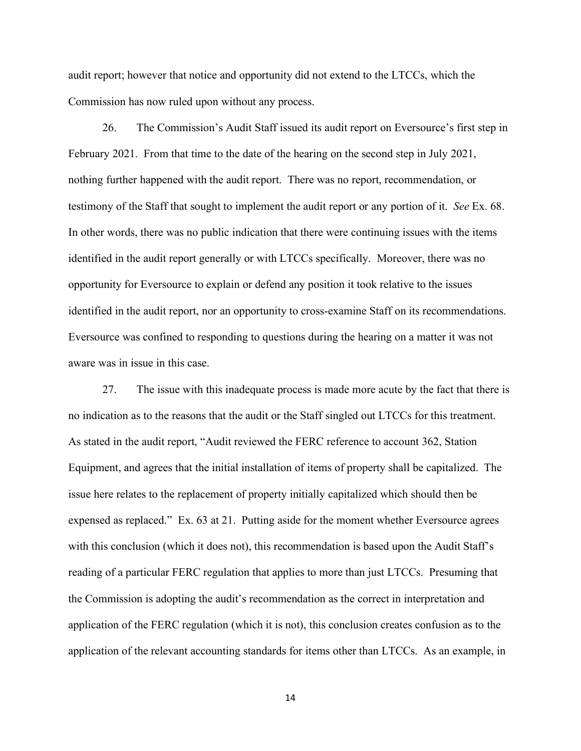audit report; however that notice and opportunity did not extend to the LTCCs, which the Commission has now ruled upon without any process.

26. The Commission's Audit Staff issued its audit report on Eversource's first step in February 2021. From that time to the date of the hearing on the second step in July 2021, nothing further happened with the audit report. There was no report, recommendation, or testimony of the Staff that sought to implement the audit report or any portion of it. *See* Ex. 68. In other words, there was no public indication that there were continuing issues with the items identified in the audit report generally or with LTCCs specifically. Moreover, there was no opportunity for Eversource to explain or defend any position it took relative to the issues identified in the audit report, nor an opportunity to cross-examine Staff on its recommendations. Eversource was confined to responding to questions during the hearing on a matter it was not aware was in issue in this case.

27. The issue with this inadequate process is made more acute by the fact that there is no indication as to the reasons that the audit or the Staff singled out LTCCs for this treatment. As stated in the audit report, "Audit reviewed the FERC reference to account 362, Station Equipment, and agrees that the initial installation of items of property shall be capitalized. The issue here relates to the replacement of property initially capitalized which should then be expensed as replaced." Ex. 63 at 21. Putting aside for the moment whether Eversource agrees with this conclusion (which it does not), this recommendation is based upon the Audit Staff's reading of a particular FERC regulation that applies to more than just LTCCs. Presuming that the Commission is adopting the audit's recommendation as the correct in interpretation and application of the FERC regulation (which it is not), this conclusion creates confusion as to the application of the relevant accounting standards for items other than LTCCs. As an example, in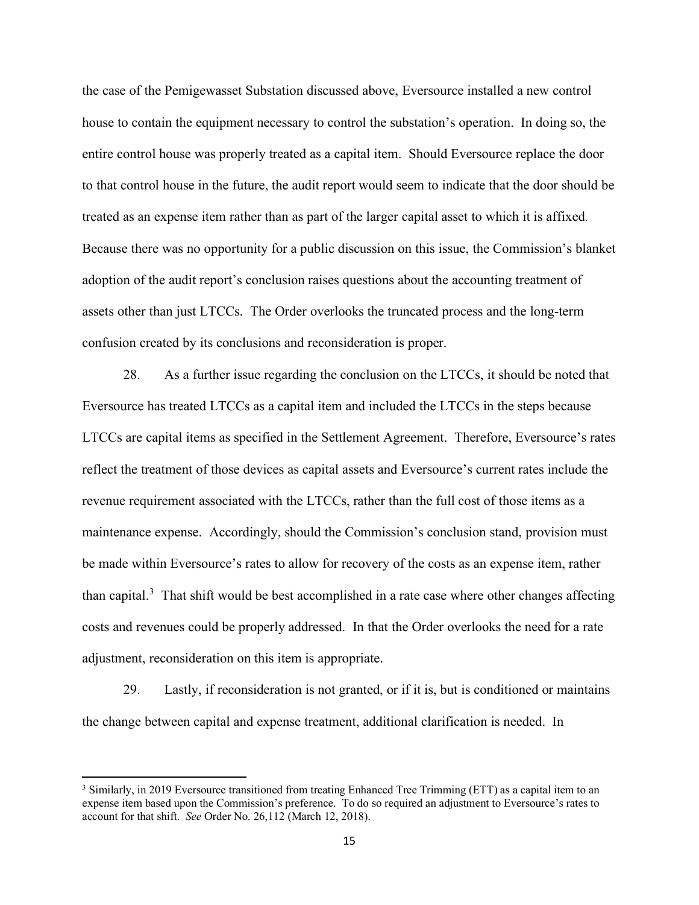the case of the Pemigewasset Substation discussed above, Eversource installed a new control house to contain the equipment necessary to control the substation's operation. In doing so, the entire control house was properly treated as a capital item. Should Eversource replace the door to that control house in the future, the audit report would seem to indicate that the door should be treated as an expense item rather than as part of the larger capital asset to which it is affixed. Because there was no opportunity for a public discussion on this issue, the Commission's blanket adoption of the audit report's conclusion raises questions about the accounting treatment of assets other than just LTCCs. The Order overlooks the truncated process and the long-term confusion created by its conclusions and reconsideration is proper.

28. As a further issue regarding the conclusion on the LTCCs, it should be noted that Eversource has treated LTCCs as a capital item and included the LTCCs in the steps because LTCCs are capital items as specified in the Settlement Agreement. Therefore, Eversource's rates reflect the treatment of those devices as capital assets and Eversource's current rates include the revenue requirement associated with the LTCCs, rather than the full cost of those items as a maintenance expense. Accordingly, should the Commission's conclusion stand, provision must be made within Eversource's rates to allow for recovery of the costs as an expense item, rather than capital.[3] That shift would be best accomplished in a rate case where other changes affecting costs and revenues could be properly addressed. In that the Order overlooks the need for a rate adjustment, reconsideration on this item is appropriate.

29. Lastly, if reconsideration is not granted, or if it is, but is conditioned or maintains the change between capital and expense treatment, additional clarification is needed. In

---

[3] Similarly, in 2019 Eversource transitioned from treating Enhanced Tree Trimming (ETT) as a capital item to an expense item based upon the Commission's preference. To do so required an adjustment to Eversource's rates to account for that shift. *See* Order No. 26,112 (March 12, 2018).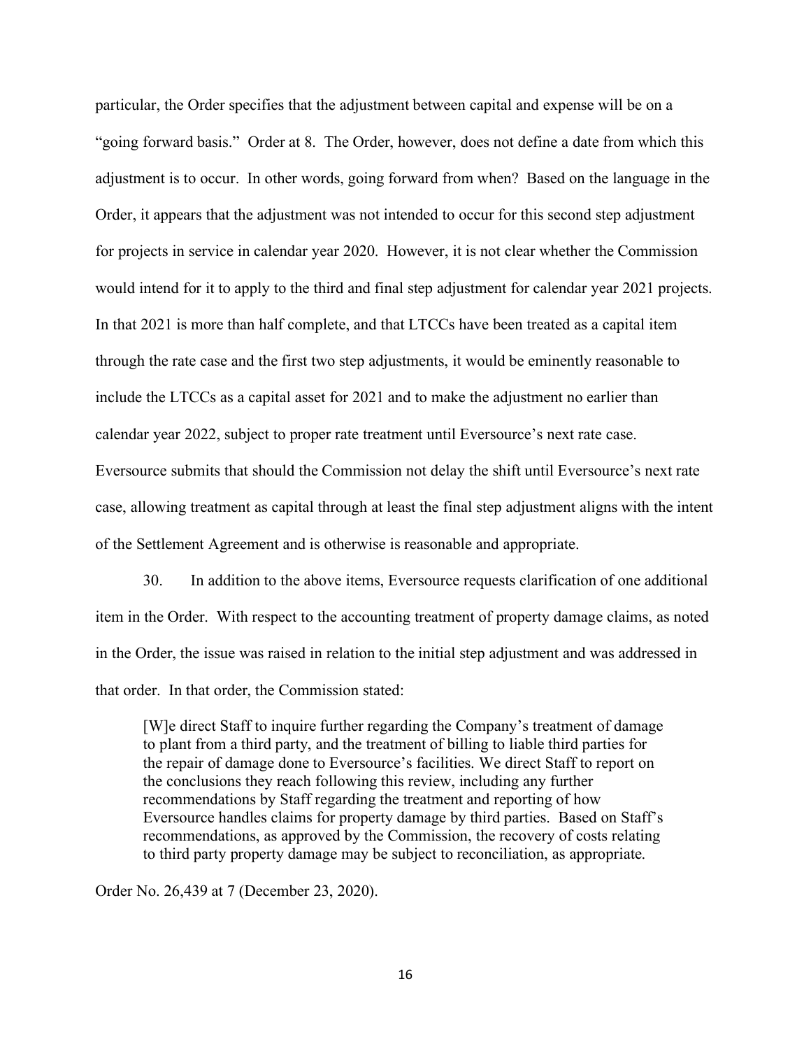particular, the Order specifies that the adjustment between capital and expense will be on a "going forward basis." Order at 8. The Order, however, does not define a date from which this adjustment is to occur. In other words, going forward from when? Based on the language in the Order, it appears that the adjustment was not intended to occur for this second step adjustment for projects in service in calendar year 2020. However, it is not clear whether the Commission would intend for it to apply to the third and final step adjustment for calendar year 2021 projects. In that 2021 is more than half complete, and that LTCCs have been treated as a capital item through the rate case and the first two step adjustments, it would be eminently reasonable to include the LTCCs as a capital asset for 2021 and to make the adjustment no earlier than calendar year 2022, subject to proper rate treatment until Eversource's next rate case. Eversource submits that should the Commission not delay the shift until Eversource's next rate case, allowing treatment as capital through at least the final step adjustment aligns with the intent of the Settlement Agreement and is otherwise is reasonable and appropriate.

30. In addition to the above items, Eversource requests clarification of one additional item in the Order. With respect to the accounting treatment of property damage claims, as noted in the Order, the issue was raised in relation to the initial step adjustment and was addressed in that order. In that order, the Commission stated:

> [W]e direct Staff to inquire further regarding the Company's treatment of damage to plant from a third party, and the treatment of billing to liable third parties for the repair of damage done to Eversource's facilities. We direct Staff to report on the conclusions they reach following this review, including any further recommendations by Staff regarding the treatment and reporting of how Eversource handles claims for property damage by third parties. Based on Staff's recommendations, as approved by the Commission, the recovery of costs relating to third party property damage may be subject to reconciliation, as appropriate.

Order No. 26,439 at 7 (December 23, 2020).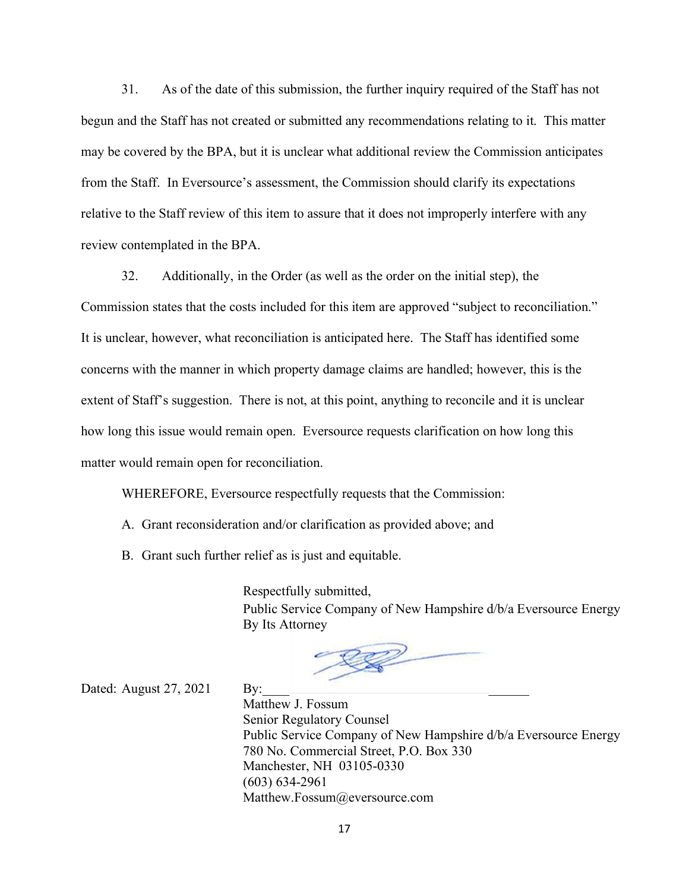31. As of the date of this submission, the further inquiry required of the Staff has not begun and the Staff has not created or submitted any recommendations relating to it. This matter may be covered by the BPA, but it is unclear what additional review the Commission anticipates from the Staff. In Eversource's assessment, the Commission should clarify its expectations relative to the Staff review of this item to assure that it does not improperly interfere with any review contemplated in the BPA.

32. Additionally, in the Order (as well as the order on the initial step), the Commission states that the costs included for this item are approved "subject to reconciliation." It is unclear, however, what reconciliation is anticipated here. The Staff has identified some concerns with the manner in which property damage claims are handled; however, this is the extent of Staff's suggestion. There is not, at this point, anything to reconcile and it is unclear how long this issue would remain open. Eversource requests clarification on how long this matter would remain open for reconciliation.

WHEREFORE, Eversource respectfully requests that the Commission:

A. Grant reconsideration and/or clarification as provided above; and

B. Grant such further relief as is just and equitable.

Respectfully submitted,
Public Service Company of New Hampshire d/b/a Eversource Energy
By Its Attorney

Dated: August 27, 2021

By:________________________________________

Matthew J. Fossum
Senior Regulatory Counsel
Public Service Company of New Hampshire d/b/a Eversource Energy
780 No. Commercial Street, P.O. Box 330
Manchester, NH 03105-0330
(603) 634-2961
Matthew.Fossum@eversource.com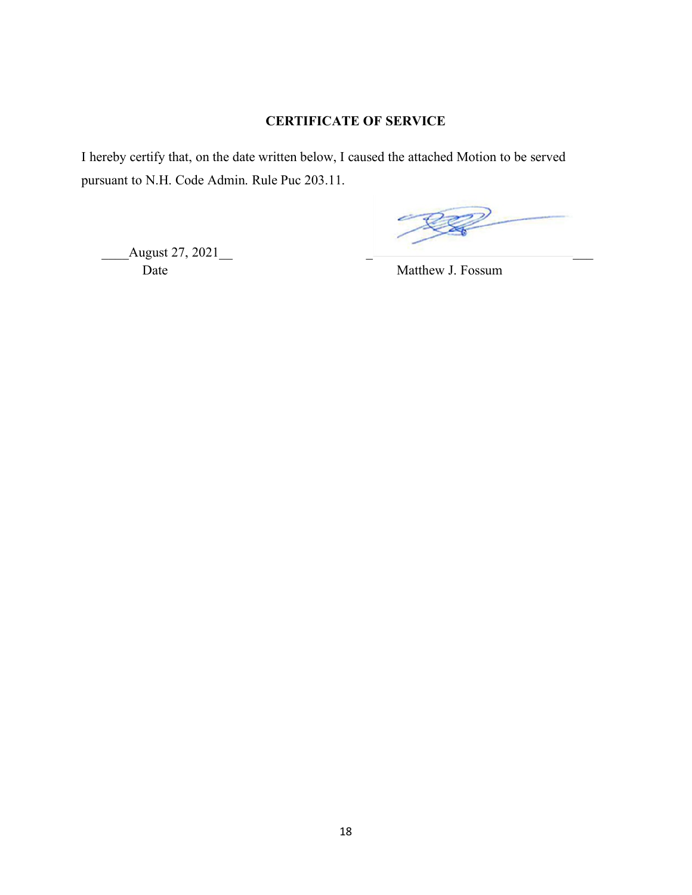**CERTIFICATE OF SERVICE**

I hereby certify that, on the date written below, I caused the attached Motion to be served pursuant to N.H. Code Admin. Rule Puc 203.11.

____August 27, 2021__
Date

_______________________________
Matthew J. Fossum